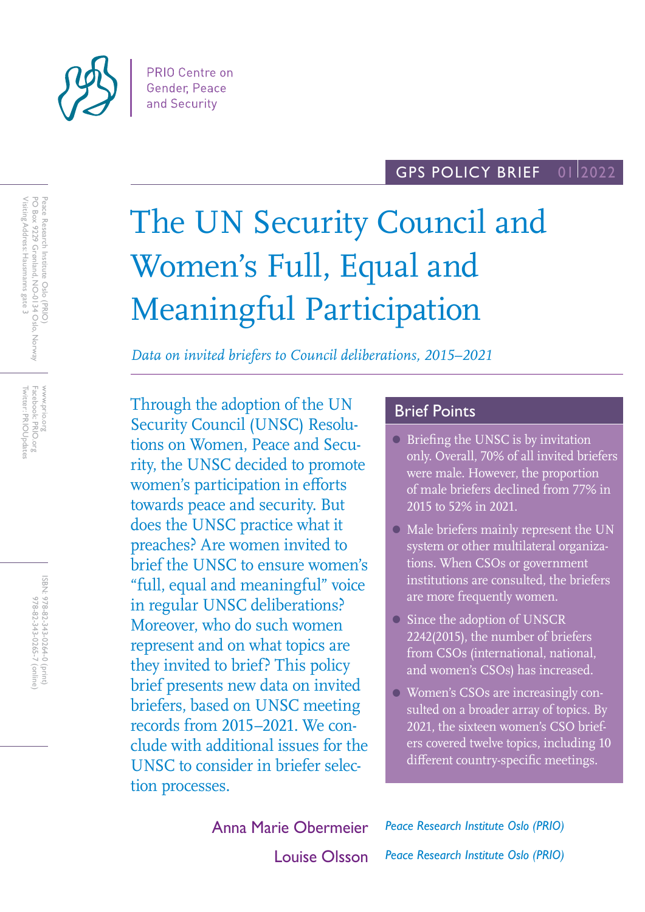PRIO Centre on Gender, Peace and Security

GPS POLICY BRIEF 01 2022

# The UN Security Council and Women's Full, Equal and Meaningful Participation

*Data on invited briefers to Council deliberations, 2015–2021*

Through the adoption of the UN Security Council (UNSC) Resolutions on Women, Peace and Security, the UNSC decided to promote women's participation in efforts towards peace and security. But does the UNSC practice what it preaches? Are women invited to brief the UNSC to ensure women's "full, equal and meaningful" voice in regular UNSC deliberations? Moreover, who do such women represent and on what topics are they invited to brief? This policy brief presents new data on invited briefers, based on UNSC meeting records from 2015–2021. We conclude with additional issues for the UNSC to consider in briefer selection processes.

## Brief Points

- Briefing the UNSC is by invitation only. Overall, 70% of all invited briefers were male. However, the proportion of male briefers declined from 77% in 2015 to 52% in 2021.
- Male briefers mainly represent the UN system or other multilateral organizations. When CSOs or government institutions are consulted, the briefers are more frequently women.
- Since the adoption of UNSCR 2242(2015), the number of briefers from CSOs (international, national, and women's CSOs) has increased.
- Women's CSOs are increasingly consulted on a broader array of topics. By 2021, the sixteen women's CSO briefers covered twelve topics, including 10 different country-specific meetings.

Anna Marie Obermeier — *Peace Research Institute Oslo (PRIO)*

Louise Olsson — *Peace Research Institute Oslo (PRIO)*

Peace Research Institute Oslo (PRIO)
PO Box 9229 Grønland, NO-0134 Oslo, Norway
Visiting Address: Hausmanns gate 3

www.prio.org
Facebook: PRIO.org
Twitter: PRIOUpdates

ISBN: 978-82-343-0264-0 (print)
978-82-343-0265-7 (online)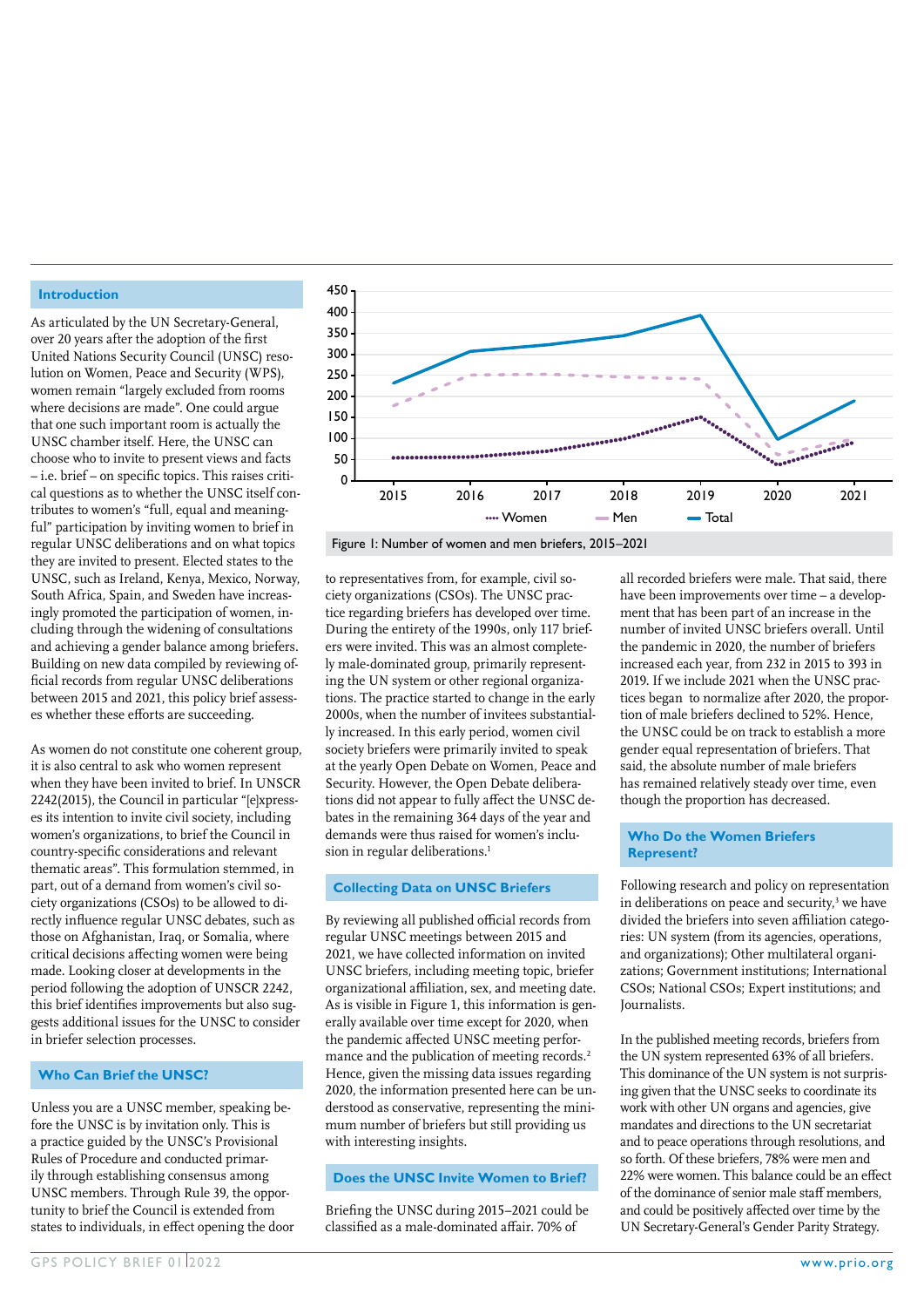## Introduction

As articulated by the UN Secretary-General, over 20 years after the adoption of the first United Nations Security Council (UNSC) resolution on Women, Peace and Security (WPS), women remain "largely excluded from rooms where decisions are made". One could argue that one such important room is actually the UNSC chamber itself. Here, the UNSC can choose who to invite to present views and facts – i.e. brief – on specific topics. This raises critical questions as to whether the UNSC itself contributes to women's "full, equal and meaningful" participation by inviting women to brief in regular UNSC deliberations and on what topics they are invited to present. Elected states to the UNSC, such as Ireland, Kenya, Mexico, Norway, South Africa, Spain, and Sweden have increasingly promoted the participation of women, including through the widening of consultations and achieving a gender balance among briefers. Building on new data compiled by reviewing official records from regular UNSC deliberations between 2015 and 2021, this policy brief assesses whether these efforts are succeeding.

As women do not constitute one coherent group, it is also central to ask who women represent when they have been invited to brief. In UNSCR 2242(2015), the Council in particular "[e]xpresses its intention to invite civil society, including women's organizations, to brief the Council in country-specific considerations and relevant thematic areas". This formulation stemmed, in part, out of a demand from women's civil society organizations (CSOs) to be allowed to directly influence regular UNSC debates, such as those on Afghanistan, Iraq, or Somalia, where critical decisions affecting women were being made. Looking closer at developments in the period following the adoption of UNSCR 2242, this brief identifies improvements but also suggests additional issues for the UNSC to consider in briefer selection processes.

## Who Can Brief the UNSC?

Unless you are a UNSC member, speaking before the UNSC is by invitation only. This is a practice guided by the UNSC's Provisional Rules of Procedure and conducted primarily through establishing consensus among UNSC members. Through Rule 39, the opportunity to brief the Council is extended from states to individuals, in effect opening the door to representatives from, for example, civil society organizations (CSOs). The UNSC practice regarding briefers has developed over time. During the entirety of the 1990s, only 117 briefers were invited. This was an almost completely male-dominated group, primarily representing the UN system or other regional organizations. The practice started to change in the early 2000s, when the number of invitees substantially increased. In this early period, women civil society briefers were primarily invited to speak at the yearly Open Debate on Women, Peace and Security. However, the Open Debate deliberations did not appear to fully affect the UNSC debates in the remaining 364 days of the year and demands were thus raised for women's inclusion in regular deliberations.[1]

Figure 1: Number of women and men briefers, 2015–2021

## Collecting Data on UNSC Briefers

By reviewing all published official records from regular UNSC meetings between 2015 and 2021, we have collected information on invited UNSC briefers, including meeting topic, briefer organizational affiliation, sex, and meeting date. As is visible in Figure 1, this information is generally available over time except for 2020, when the pandemic affected UNSC meeting performance and the publication of meeting records.[2] Hence, given the missing data issues regarding 2020, the information presented here can be understood as conservative, representing the minimum number of briefers but still providing us with interesting insights.

## Does the UNSC Invite Women to Brief?

Briefing the UNSC during 2015–2021 could be classified as a male-dominated affair. 70% of all recorded briefers were male. That said, there have been improvements over time – a development that has been part of an increase in the number of invited UNSC briefers overall. Until the pandemic in 2020, the number of briefers increased each year, from 232 in 2015 to 393 in 2019. If we include 2021 when the UNSC practices began to normalize after 2020, the proportion of male briefers declined to 52%. Hence, the UNSC could be on track to establish a more gender equal representation of briefers. That said, the absolute number of male briefers has remained relatively steady over time, even though the proportion has decreased.

## Who Do the Women Briefers Represent?

Following research and policy on representation in deliberations on peace and security,[3] we have divided the briefers into seven affiliation categories: UN system (from its agencies, operations, and organizations); Other multilateral organizations; Government institutions; International CSOs; National CSOs; Expert institutions; and Journalists.

In the published meeting records, briefers from the UN system represented 63% of all briefers. This dominance of the UN system is not surprising given that the UNSC seeks to coordinate its work with other UN organs and agencies, give mandates and directions to the UN secretariat and to peace operations through resolutions, and so forth. Of these briefers, 78% were men and 22% were women. This balance could be an effect of the dominance of senior male staff members, and could be positively affected over time by the UN Secretary-General's Gender Parity Strategy.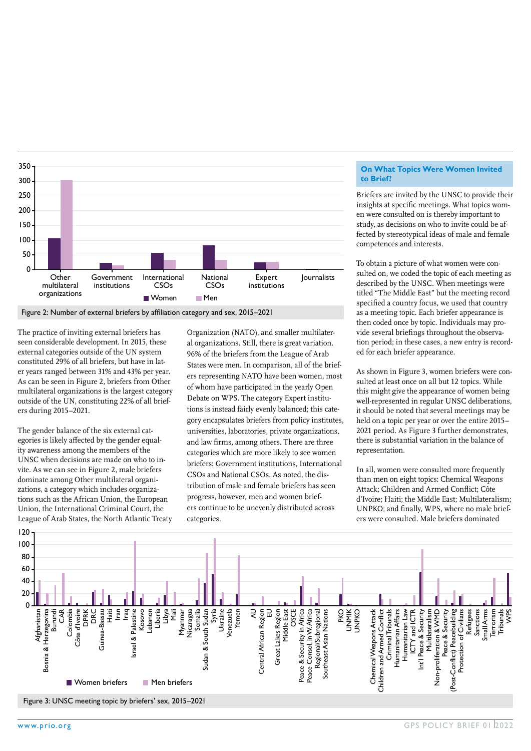Figure 2: Number of external briefers by affiliation category and sex, 2015–2021

The practice of inviting external briefers has seen considerable development. In 2015, these external categories outside of the UN system constituted 29% of all briefers, but have in later years ranged between 31% and 43% per year. As can be seen in Figure 2, briefers from Other multilateral organizations is the largest category outside of the UN, constituting 22% of all briefers during 2015–2021.

The gender balance of the six external categories is likely affected by the gender equality awareness among the members of the UNSC when decisions are made on who to invite. As we can see in Figure 2, male briefers dominate among Other multilateral organizations, a category which includes organizations such as the African Union, the European Union, the International Criminal Court, the League of Arab States, the North Atlantic Treaty Organization (NATO), and smaller multilateral organizations. Still, there is great variation. 96% of the briefers from the League of Arab States were men. In comparison, all of the briefers representing NATO have been women, most of whom have participated in the yearly Open Debate on WPS. The category Expert institutions is instead fairly evenly balanced; this category encapsulates briefers from policy institutes, universities, laboratories, private organizations, and law firms, among others. There are three categories which are more likely to see women briefers: Government institutions, International CSOs and National CSOs. As noted, the distribution of male and female briefers has seen progress, however, men and women briefers continue to be unevenly distributed across categories.

## On What Topics Were Women Invited to Brief?

Briefers are invited by the UNSC to provide their insights at specific meetings. What topics women were consulted on is thereby important to study, as decisions on who to invite could be affected by stereotypical ideas of male and female competences and interests.

To obtain a picture of what women were consulted on, we coded the topic of each meeting as described by the UNSC. When meetings were titled "The Middle East" but the meeting record specified a country focus, we used that country as a meeting topic. Each briefer appearance is then coded once by topic. Individuals may provide several briefings throughout the observation period; in these cases, a new entry is recorded for each briefer appearance.

As shown in Figure 3, women briefers were consulted at least once on all but 12 topics. While this might give the appearance of women being well-represented in regular UNSC deliberations, it should be noted that several meetings may be held on a topic per year or over the entire 2015–2021 period. As Figure 3 further demonstrates, there is substantial variation in the balance of representation.

In all, women were consulted more frequently than men on eight topics: Chemical Weapons Attack; Children and Armed Conflict; Côte d'Ivoire; Haiti; the Middle East; Multilateralism; UNPKO; and finally, WPS, where no male briefers were consulted. Male briefers dominated

Figure 3: UNSC meeting topic by briefers' sex, 2015–2021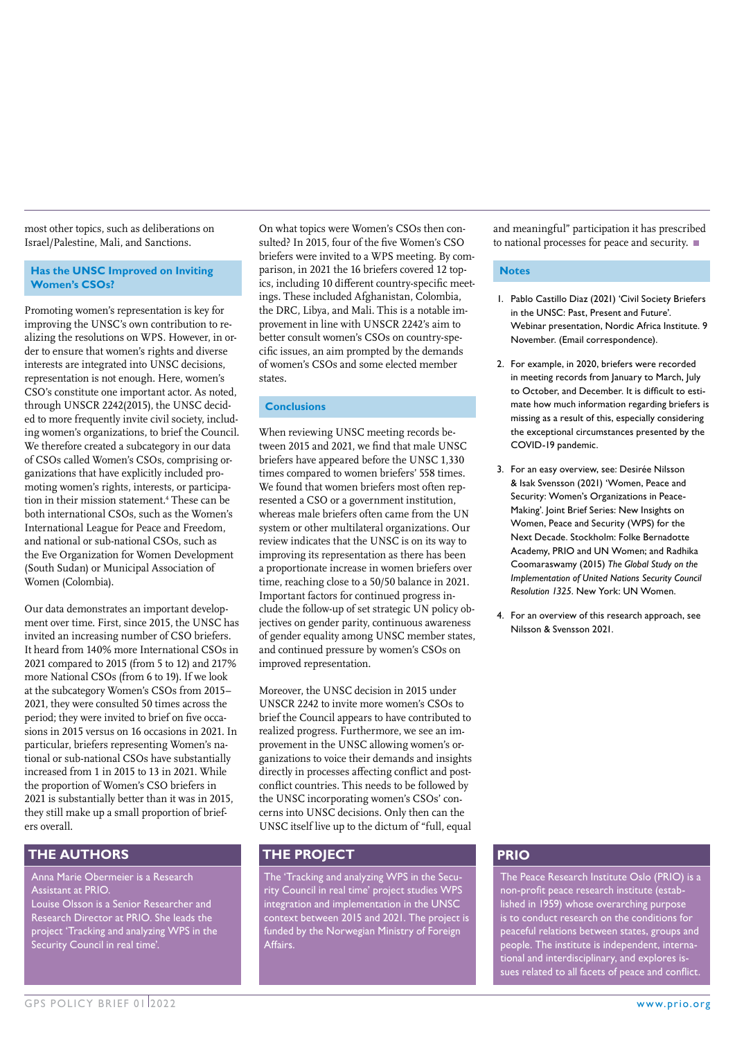most other topics, such as deliberations on Israel/Palestine, Mali, and Sanctions.

## Has the UNSC Improved on Inviting Women's CSOs?

Promoting women's representation is key for improving the UNSC's own contribution to realizing the resolutions on WPS. However, in order to ensure that women's rights and diverse interests are integrated into UNSC decisions, representation is not enough. Here, women's CSO's constitute one important actor. As noted, through UNSCR 2242(2015), the UNSC decided to more frequently invite civil society, including women's organizations, to brief the Council. We therefore created a subcategory in our data of CSOs called Women's CSOs, comprising organizations that have explicitly included promoting women's rights, interests, or participation in their mission statement.[4] These can be both international CSOs, such as the Women's International League for Peace and Freedom, and national or sub-national CSOs, such as the Eve Organization for Women Development (South Sudan) or Municipal Association of Women (Colombia).

Our data demonstrates an important development over time. First, since 2015, the UNSC has invited an increasing number of CSO briefers. It heard from 140% more International CSOs in 2021 compared to 2015 (from 5 to 12) and 217% more National CSOs (from 6 to 19). If we look at the subcategory Women's CSOs from 2015–2021, they were consulted 50 times across the period; they were invited to brief on five occasions in 2015 versus on 16 occasions in 2021. In particular, briefers representing Women's national or sub-national CSOs have substantially increased from 1 in 2015 to 13 in 2021. While the proportion of Women's CSO briefers in 2021 is substantially better than it was in 2015, they still make up a small proportion of briefers overall.

On what topics were Women's CSOs then consulted? In 2015, four of the five Women's CSO briefers were invited to a WPS meeting. By comparison, in 2021 the 16 briefers covered 12 topics, including 10 different country-specific meetings. These included Afghanistan, Colombia, the DRC, Libya, and Mali. This is a notable improvement in line with UNSCR 2242's aim to better consult women's CSOs on country-specific issues, an aim prompted by the demands of women's CSOs and some elected member states.

## Conclusions

When reviewing UNSC meeting records between 2015 and 2021, we find that male UNSC briefers have appeared before the UNSC 1,330 times compared to women briefers' 558 times. We found that women briefers most often represented a CSO or a government institution, whereas male briefers often came from the UN system or other multilateral organizations. Our review indicates that the UNSC is on its way to improving its representation as there has been a proportionate increase in women briefers over time, reaching close to a 50/50 balance in 2021. Important factors for continued progress include the follow-up of set strategic UN policy objectives on gender parity, continuous awareness of gender equality among UNSC member states, and continued pressure by women's CSOs on improved representation.

Moreover, the UNSC decision in 2015 under UNSCR 2242 to invite more women's CSOs to brief the Council appears to have contributed to realized progress. Furthermore, we see an improvement in the UNSC allowing women's organizations to voice their demands and insights directly in processes affecting conflict and post-conflict countries. This needs to be followed by the UNSC incorporating women's CSOs' concerns into UNSC decisions. Only then can the UNSC itself live up to the dictum of "full, equal and meaningful" participation it has prescribed to national processes for peace and security. ■

## Notes

1. Pablo Castillo Diaz (2021) 'Civil Society Briefers in the UNSC: Past, Present and Future'. Webinar presentation, Nordic Africa Institute. 9 November. (Email correspondence).

2. For example, in 2020, briefers were recorded in meeting records from January to March, July to October, and December. It is difficult to estimate how much information regarding briefers is missing as a result of this, especially considering the exceptional circumstances presented by the COVID-19 pandemic.

3. For an easy overview, see: Desirée Nilsson & Isak Svensson (2021) 'Women, Peace and Security: Women's Organizations in Peace-Making'. Joint Brief Series: New Insights on Women, Peace and Security (WPS) for the Next Decade. Stockholm: Folke Bernadotte Academy, PRIO and UN Women; and Radhika Coomaraswamy (2015) *The Global Study on the Implementation of United Nations Security Council Resolution 1325*. New York: UN Women.

4. For an overview of this research approach, see Nilsson & Svensson 2021.

## THE AUTHORS

Anna Marie Obermeier is a Research Assistant at PRIO.
Louise Olsson is a Senior Researcher and Research Director at PRIO. She leads the project 'Tracking and analyzing WPS in the Security Council in real time'.

## THE PROJECT

The 'Tracking and analyzing WPS in the Security Council in real time' project studies WPS integration and implementation in the UNSC context between 2015 and 2021. The project is funded by the Norwegian Ministry of Foreign Affairs.

## PRIO

The Peace Research Institute Oslo (PRIO) is a non-profit peace research institute (established in 1959) whose overarching purpose is to conduct research on the conditions for peaceful relations between states, groups and people. The institute is independent, international and interdisciplinary, and explores issues related to all facets of peace and conflict.